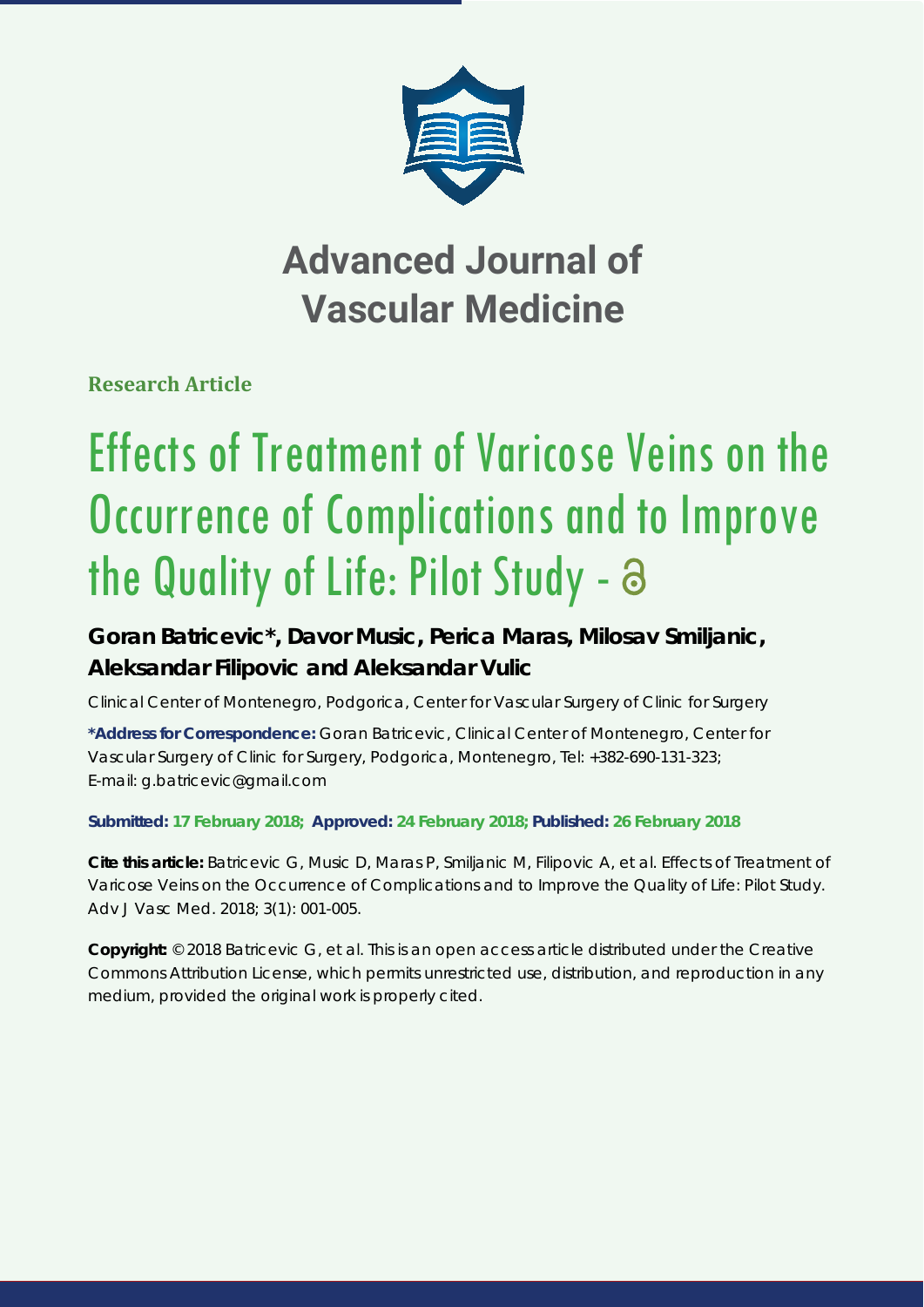# Advanced Journal of Vascular Medicine

**Research Article**

# Effects of Treatment of Varicose Veins on the Occurrence of Complications and to Improve the Quality of Life: Pilot Study -

**Goran Batricevic\*, Davor Music, Perica Maras, Milosav Smiljanic, Aleksandar Filipovic and Aleksandar Vulic**

Clinical Center of Montenegro, Podgorica, Center for Vascular Surgery of Clinic for Surgery

**\*Address for Correspondence:** Goran Batricevic, Clinical Center of Montenegro, Center for Vascular Surgery of Clinic for Surgery, Podgorica, Montenegro, Tel: +382-690-131-323; E-mail: g.batricevic@gmail.com

**Submitted: 17 February 2018; Approved: 24 February 2018; Published: 26 February 2018**

**Cite this article:** Batricevic G, Music D, Maras P, Smiljanic M, Filipovic A, et al. Effects of Treatment of Varicose Veins on the Occurrence of Complications and to Improve the Quality of Life: Pilot Study. Adv J Vasc Med. 2018; 3(1): 001-005.

**Copyright:** © 2018 Batricevic G, et al. This is an open access article distributed under the Creative Commons Attribution License, which permits unrestricted use, distribution, and reproduction in any medium, provided the original work is properly cited.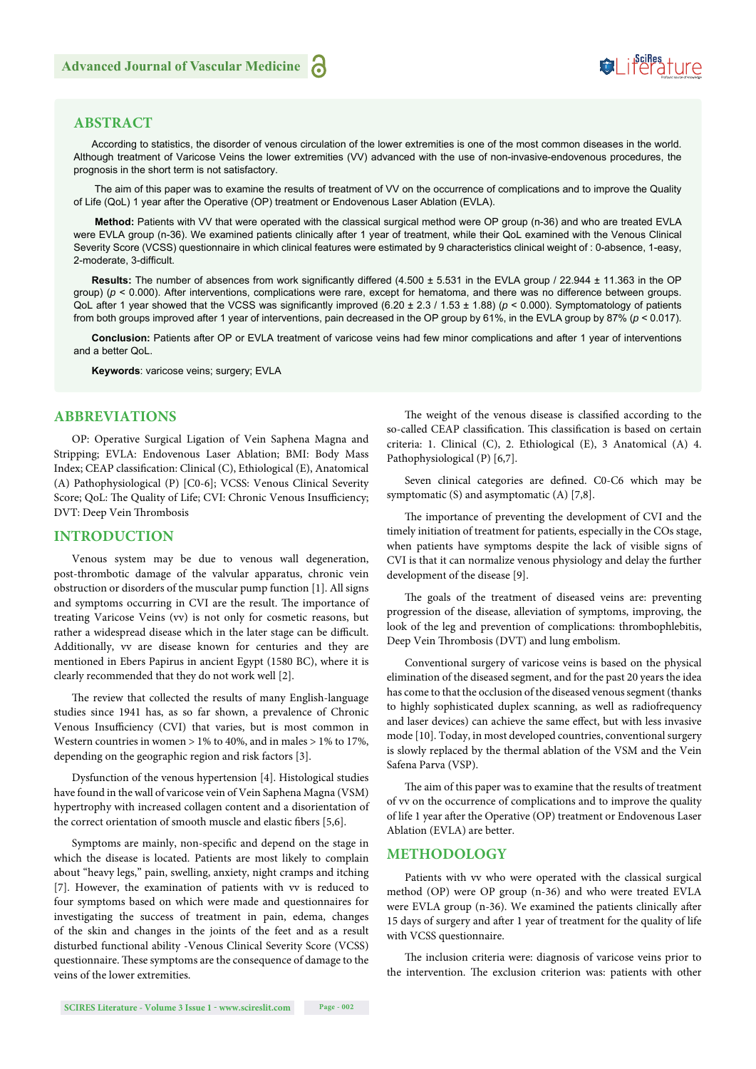## ABSTRACT

According to statistics, the disorder of venous circulation of the lower extremities is one of the most common diseases in the world. Although treatment of Varicose Veins the lower extremities (VV) advanced with the use of non-invasive-endovenous procedures, the prognosis in the short term is not satisfactory.

The aim of this paper was to examine the results of treatment of VV on the occurrence of complications and to improve the Quality of Life (QoL) 1 year after the Operative (OP) treatment or Endovenous Laser Ablation (EVLA).

**Method:** Patients with VV that were operated with the classical surgical method were OP group (n-36) and who are treated EVLA were EVLA group (n-36). We examined patients clinically after 1 year of treatment, while their QoL examined with the Venous Clinical Severity Score (VCSS) questionnaire in which clinical features were estimated by 9 characteristics clinical weight of : 0-absence, 1-easy, 2-moderate, 3-difficult.

**Results:** The number of absences from work significantly differed (4.500 ± 5.531 in the EVLA group / 22.944 ± 11.363 in the OP group) ($p$ < 0.000). After interventions, complications were rare, except for hematoma, and there was no difference between groups. QoL after 1 year showed that the VCSS was significantly improved (6.20 ± 2.3 / 1.53 ± 1.88) ($p$ < 0.000). Symptomatology of patients from both groups improved after 1 year of interventions, pain decreased in the OP group by 61%, in the EVLA group by 87% ($p$ < 0.017).

**Conclusion:** Patients after OP or EVLA treatment of varicose veins had few minor complications and after 1 year of interventions and a better QoL.

**Keywords**: varicose veins; surgery; EVLA

## ABBREVIATIONS

OP: Operative Surgical Ligation of Vein Saphena Magna and Stripping; EVLA: Endovenous Laser Ablation; BMI: Body Mass Index; CEAP classification: Clinical (C), Ethiological (E), Anatomical (A) Pathophysiological (P) [C0-6]; VCSS: Venous Clinical Severity Score; QoL: The Quality of Life; CVI: Chronic Venous Insufficiency; DVT: Deep Vein Thrombosis

## INTRODUCTION

Venous system may be due to venous wall degeneration, post-thrombotic damage of the valvular apparatus, chronic vein obstruction or disorders of the muscular pump function [1]. All signs and symptoms occurring in CVI are the result. The importance of treating Varicose Veins (vv) is not only for cosmetic reasons, but rather a widespread disease which in the later stage can be difficult. Additionally, vv are disease known for centuries and they are mentioned in Ebers Papirus in ancient Egypt (1580 BC), where it is clearly recommended that they do not work well [2].

The review that collected the results of many English-language studies since 1941 has, as so far shown, a prevalence of Chronic Venous Insufficiency (CVI) that varies, but is most common in Western countries in women > 1% to 40%, and in males > 1% to 17%, depending on the geographic region and risk factors [3].

Dysfunction of the venous hypertension [4]. Histological studies have found in the wall of varicose vein of Vein Saphena Magna (VSM) hypertrophy with increased collagen content and a disorientation of the correct orientation of smooth muscle and elastic fibers [5,6].

Symptoms are mainly, non-specific and depend on the stage in which the disease is located. Patients are most likely to complain about "heavy legs," pain, swelling, anxiety, night cramps and itching [7]. However, the examination of patients with vv is reduced to four symptoms based on which were made and questionnaires for investigating the success of treatment in pain, edema, changes of the skin and changes in the joints of the feet and as a result disturbed functional ability -Venous Clinical Severity Score (VCSS) questionnaire. These symptoms are the consequence of damage to the veins of the lower extremities.

The weight of the venous disease is classified according to the so-called CEAP classification. This classification is based on certain criteria: 1. Clinical (C), 2. Ethiological (E), 3 Anatomical (A) 4. Pathophysiological (P) [6,7].

Seven clinical categories are defined. C0-C6 which may be symptomatic (S) and asymptomatic (A) [7,8].

The importance of preventing the development of CVI and the timely initiation of treatment for patients, especially in the COs stage, when patients have symptoms despite the lack of visible signs of CVI is that it can normalize venous physiology and delay the further development of the disease [9].

The goals of the treatment of diseased veins are: preventing progression of the disease, alleviation of symptoms, improving, the look of the leg and prevention of complications: thrombophlebitis, Deep Vein Thrombosis (DVT) and lung embolism.

Conventional surgery of varicose veins is based on the physical elimination of the diseased segment, and for the past 20 years the idea has come to that the occlusion of the diseased venous segment (thanks to highly sophisticated duplex scanning, as well as radiofrequency and laser devices) can achieve the same effect, but with less invasive mode [10]. Today, in most developed countries, conventional surgery is slowly replaced by the thermal ablation of the VSM and the Vein Safena Parva (VSP).

The aim of this paper was to examine that the results of treatment of vv on the occurrence of complications and to improve the quality of life 1 year after the Operative (OP) treatment or Endovenous Laser Ablation (EVLA) are better.

## METHODOLOGY

Patients with vv who were operated with the classical surgical method (OP) were OP group (n-36) and who were treated EVLA were EVLA group (n-36). We examined the patients clinically after 15 days of surgery and after 1 year of treatment for the quality of life with VCSS questionnaire.

The inclusion criteria were: diagnosis of varicose veins prior to the intervention. The exclusion criterion was: patients with other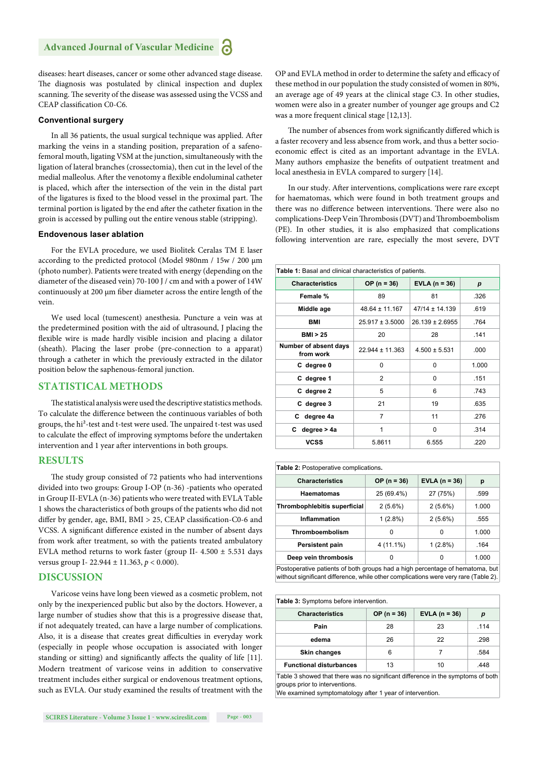diseases: heart diseases, cancer or some other advanced stage disease. The diagnosis was postulated by clinical inspection and duplex scanning. The severity of the disease was assessed using the VCSS and CEAP classification C0-C6.

### Conventional surgery

In all 36 patients, the usual surgical technique was applied. After marking the veins in a standing position, preparation of a safeno-femoral mouth, ligating VSM at the junction, simultaneously with the ligation of lateral branches (crossectomia), then cut in the level of the medial malleolus. After the venotomy a flexible endoluminal catheter is placed, which after the intersection of the vein in the distal part of the ligatures is fixed to the blood vessel in the proximal part. The terminal portion is ligated by the end after the catheter fixation in the groin is accessed by pulling out the entire venous stable (stripping).

### Endovenous laser ablation

For the EVLA procedure, we used Biolitek Ceralas TM E laser according to the predicted protocol (Model 980nm / 15w / 200 μm (photo number). Patients were treated with energy (depending on the diameter of the diseased vein) 70-100 J / cm and with a power of 14W continuously at 200 μm fiber diameter across the entire length of the vein.

We used local (tumescent) anesthesia. Puncture a vein was at the predetermined position with the aid of ultrasound, J placing the flexible wire is made hardly visible incision and placing a dilator (sheath). Placing the laser probe (pre-connection to a apparat) through a catheter in which the previously extracted in the dilator position below the saphenous-femoral junction.

## STATISTICAL METHODS

The statistical analysis were used the descriptive statistics methods. To calculate the difference between the continuous variables of both groups, the hi²-test and t-test were used. The unpaired t-test was used to calculate the effect of improving symptoms before the undertaken intervention and 1 year after interventions in both groups.

## RESULTS

The study group consisted of 72 patients who had interventions divided into two groups: Group I-OP (n-36) -patients who operated in Group II-EVLA (n-36) patients who were treated with EVLA Table 1 shows the characteristics of both groups of the patients who did not differ by gender, age, BMI, BMI > 25, CEAP classification-C0-6 and VCSS. A significant difference existed in the number of absent days from work after treatment, so with the patients treated ambulatory EVLA method returns to work faster (group II- 4.500 ± 5.531 days versus group I- 22.944 ± 11.363, $p < 0.000$).

## DISCUSSION

Varicose veins have long been viewed as a cosmetic problem, not only by the inexperienced public but also by the doctors. However, a large number of studies show that this is a progressive disease that, if not adequately treated, can have a large number of complications. Also, it is a disease that creates great difficulties in everyday work (especially in people whose occupation is associated with longer standing or sitting) and significantly affects the quality of life [11]. Modern treatment of varicose veins in addition to conservative treatment includes either surgical or endovenous treatment options, such as EVLA. Our study examined the results of treatment with the OP and EVLA method in order to determine the safety and efficacy of these method in our population the study consisted of women in 80%, an average age of 49 years at the clinical stage C3. In other studies, women were also in a greater number of younger age groups and C2 was a more frequent clinical stage [12,13].

The number of absences from work significantly differed which is a faster recovery and less absence from work, and thus a better socio-economic effect is cited as an important advantage in the EVLA. Many authors emphasize the benefits of outpatient treatment and local anesthesia in EVLA compared to surgery [14].

In our study. After interventions, complications were rare except for haematomas, which were found in both treatment groups and there was no difference between interventions. There were also no complications-Deep Vein Thrombosis (DVT) and Thromboembolism (PE). In other studies, it is also emphasized that complications following intervention are rare, especially the most severe, DVT

**Table 1:** Basal and clinical characteristics of patients.

| Characteristics | OP (n = 36) | EVLA (n = 36) | *p* |
|---|---|---|---|
| Female % | 89 | 81 | .326 |
| Middle age | 48.64 ± 11.167 | 47/14 ± 14.139 | .619 |
| BMI | 25.917 ± 3.5000 | 26.139 ± 2.6955 | .764 |
| BMI > 25 | 20 | 28 | .141 |
| Number of absent days from work | 22.944 ± 11.363 | 4.500 ± 5.531 | .000 |
| C degree 0 | 0 | 0 | 1.000 |
| C degree 1 | 2 | 0 | .151 |
| C degree 2 | 5 | 6 | .743 |
| C degree 3 | 21 | 19 | .635 |
| C degree 4a | 7 | 11 | .276 |
| C degree > 4a | 1 | 0 | .314 |
| VCSS | 5.8611 | 6.555 | .220 |

**Table 2:** Postoperative complications.

| Characteristics | OP (n = 36) | EVLA (n = 36) | p |
|---|---|---|---|
| Haematomas | 25 (69.4%) | 27 (75%) | .599 |
| Thrombophlebitis superficial | 2 (5.6%) | 2 (5.6%) | 1.000 |
| Inflammation | 1 (2.8%) | 2 (5.6%) | .555 |
| Thromboembolism | 0 | 0 | 1.000 |
| Persistent pain | 4 (11.1%) | 1 (2.8%) | .164 |
| Deep vein thrombosis | 0 | 0 | 1.000 |

Postoperative patients of both groups had a high percentage of hematoma, but without significant difference, while other complications were very rare (Table 2).

**Table 3:** Symptoms before intervention.

| Characteristics | OP (n = 36) | EVLA (n = 36) | *p* |
|---|---|---|---|
| Pain | 28 | 23 | .114 |
| edema | 26 | 22 | .298 |
| Skin changes | 6 | 7 | .584 |
| Functional disturbances | 13 | 10 | .448 |

Table 3 showed that there was no significant difference in the symptoms of both groups prior to interventions.
We examined symptomatology after 1 year of intervention.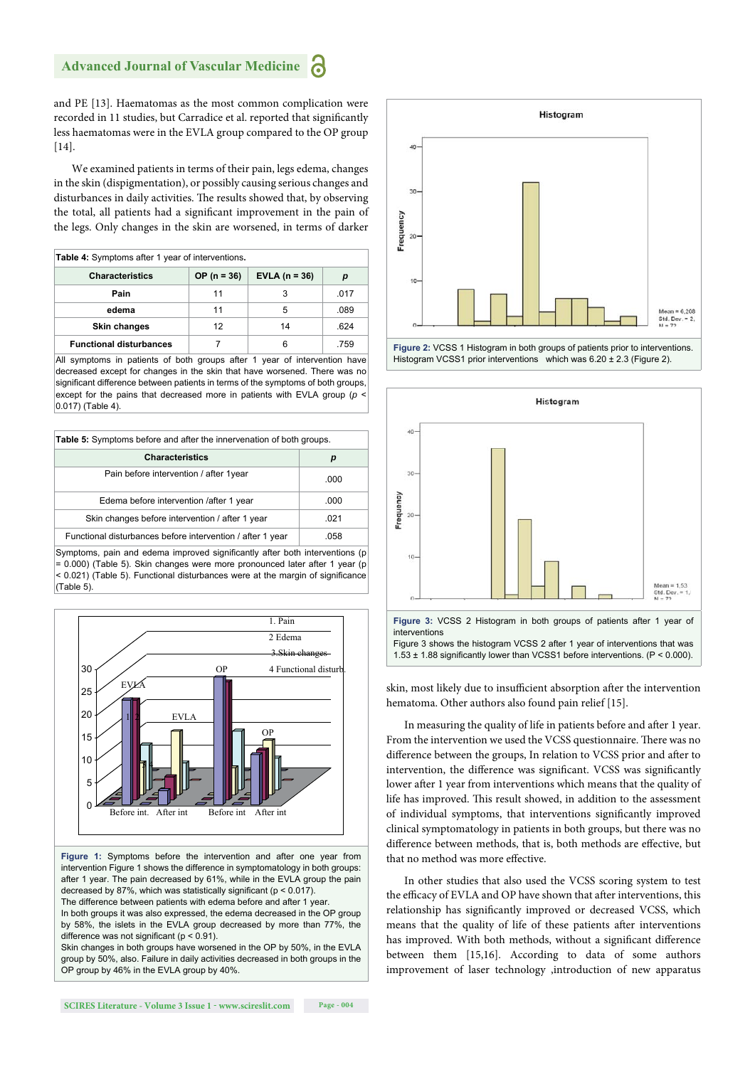and PE [13]. Haematomas as the most common complication were recorded in 11 studies, but Carradice et al. reported that significantly less haematomas were in the EVLA group compared to the OP group [14].

We examined patients in terms of their pain, legs edema, changes in the skin (dispigmentation), or possibly causing serious changes and disturbances in daily activities. The results showed that, by observing the total, all patients had a significant improvement in the pain of the legs. Only changes in the skin are worsened, in terms of darker skin, most likely due to insufficient absorption after the intervention hematoma. Other authors also found pain relief [15].

**Table 4:** Symptoms after 1 year of interventions.

| Characteristics | OP (n = 36) | EVLA (n = 36) | *p* |
|---|---|---|---|
| Pain | 11 | 3 | .017 |
| edema | 11 | 5 | .089 |
| Skin changes | 12 | 14 | .624 |
| Functional disturbances | 7 | 6 | .759 |

All symptoms in patients of both groups after 1 year of intervention have decreased except for changes in the skin that have worsened. There was no significant difference between patients in terms of the symptoms of both groups, except for the pains that decreased more in patients with EVLA group ($p < 0.017$) (Table 4).

**Table 5:** Symptoms before and after the innervenation of both groups.

| Characteristics | *p* |
|---|---|
| Pain before intervention / after 1year | .000 |
| Edema before intervention /after 1 year | .000 |
| Skin changes before intervention / after 1 year | .021 |
| Functional disturbances before intervention / after 1 year | .058 |

Symptoms, pain and edema improved significantly after both interventions ($p = 0.000$) (Table 5). Skin changes were more pronounced later after 1 year ($p < 0.021$) (Table 5). Functional disturbances were at the margin of significance (Table 5).

**Figure 1:** Symptoms before the intervention and after one year from intervention Figure 1 shows the difference in symptomatology in both groups: after 1 year. The pain decreased by 61%, while in the EVLA group the pain decreased by 87%, which was statistically significant ($p < 0.017$).
The difference between patients with edema before and after 1 year.
In both groups it was also expressed, the edema decreased in the OP group by 58%, the islets in the EVLA group decreased by more than 77%, the difference was not significant ($p < 0.91$).
Skin changes in both groups have worsened in the OP by 50%, in the EVLA group by 50%, also. Failure in daily activities decreased in both groups in the OP group by 46% in the EVLA group by 40%.

**Figure 2:** VCSS 1 Histogram in both groups of patients prior to interventions. Histogram VCSS1 prior interventions which was 6.20 ± 2.3 (Figure 2).

**Figure 3:** VCSS 2 Histogram in both groups of patients after 1 year of interventions
Figure 3 shows the histogram VCSS 2 after 1 year of interventions that was 1.53 ± 1.88 significantly lower than VCSS1 before interventions. ($P < 0.000$).

In measuring the quality of life in patients before and after 1 year. From the intervention we used the VCSS questionnaire. There was no difference between the groups, In relation to VCSS prior and after to intervention, the difference was significant. VCSS was significantly lower after 1 year from interventions which means that the quality of life has improved. This result showed, in addition to the assessment of individual symptoms, that interventions significantly improved clinical symptomatology in patients in both groups, but there was no difference between methods, that is, both methods are effective, but that no method was more effective.

In other studies that also used the VCSS scoring system to test the efficacy of EVLA and OP have shown that after interventions, this relationship has significantly improved or decreased VCSS, which means that the quality of life of these patients after interventions has improved. With both methods, without a significant difference between them [15,16]. According to data of some authors improvement of laser technology ,introduction of new apparatus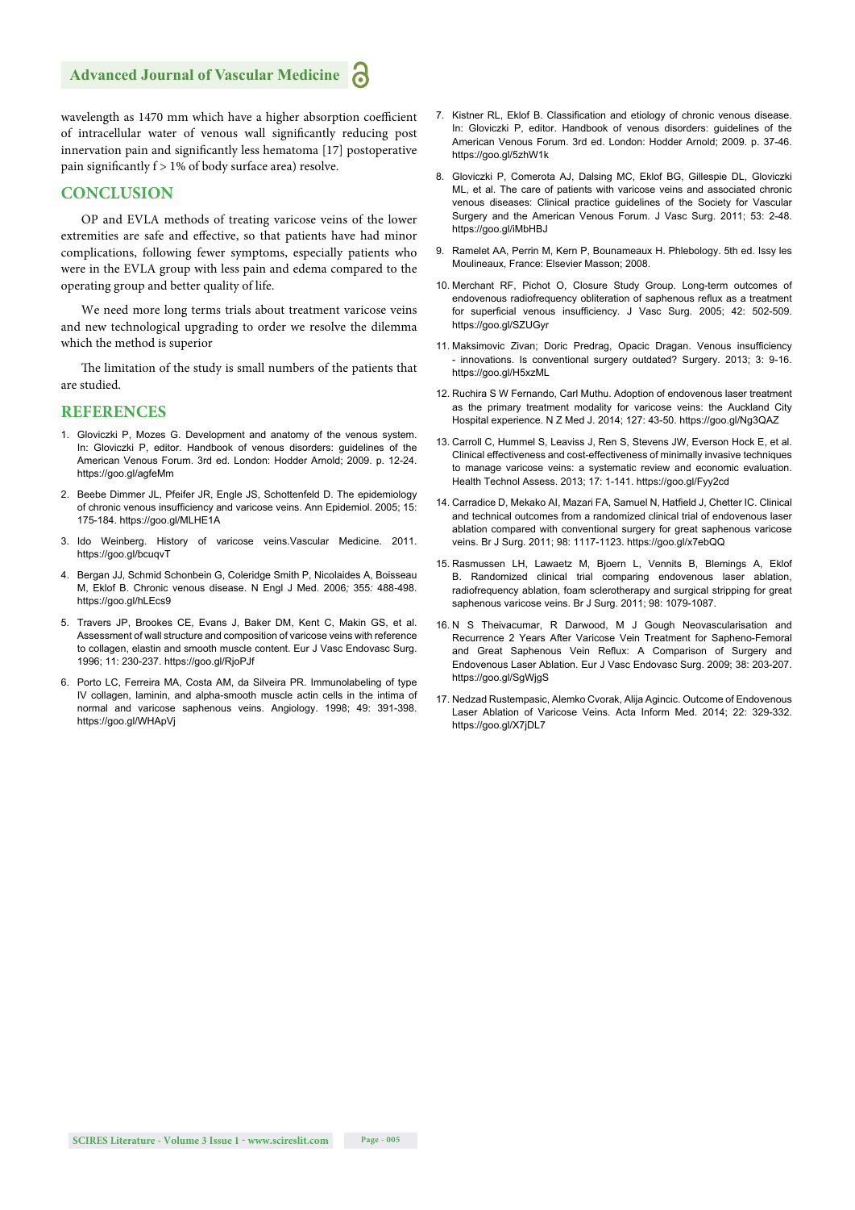wavelength as 1470 mm which have a higher absorption coefficient of intracellular water of venous wall significantly reducing post innervation pain and significantly less hematoma [17] postoperative pain significantly f > 1% of body surface area) resolve.

## CONCLUSION

OP and EVLA methods of treating varicose veins of the lower extremities are safe and effective, so that patients have had minor complications, following fewer symptoms, especially patients who were in the EVLA group with less pain and edema compared to the operating group and better quality of life.

We need more long terms trials about treatment varicose veins and new technological upgrading to order we resolve the dilemma which the method is superior

The limitation of the study is small numbers of the patients that are studied.

## REFERENCES

1. Gloviczki P, Mozes G. Development and anatomy of the venous system. In: Gloviczki P, editor. Handbook of venous disorders: guidelines of the American Venous Forum. 3rd ed. London: Hodder Arnold; 2009. p. 12-24. https://goo.gl/agfeMm
2. Beebe Dimmer JL, Pfeifer JR, Engle JS, Schottenfeld D. The epidemiology of chronic venous insufficiency and varicose veins. Ann Epidemiol. 2005; 15: 175-184. https://goo.gl/MLHE1A
3. Ido Weinberg. History of varicose veins.Vascular Medicine. 2011. https://goo.gl/bcuqvT
4. Bergan JJ, Schmid Schonbein G, Coleridge Smith P, Nicolaides A, Boisseau M, Eklof B. Chronic venous disease. N Engl J Med. 2006; 355: 488-498. https://goo.gl/hLEcs9
5. Travers JP, Brookes CE, Evans J, Baker DM, Kent C, Makin GS, et al. Assessment of wall structure and composition of varicose veins with reference to collagen, elastin and smooth muscle content. Eur J Vasc Endovasc Surg. 1996; 11: 230-237. https://goo.gl/RjoPJf
6. Porto LC, Ferreira MA, Costa AM, da Silveira PR. Immunolabeling of type IV collagen, laminin, and alpha-smooth muscle actin cells in the intima of normal and varicose saphenous veins. Angiology. 1998; 49: 391-398. https://goo.gl/WHApVj
7. Kistner RL, Eklof B. Classification and etiology of chronic venous disease. In: Gloviczki P, editor. Handbook of venous disorders: guidelines of the American Venous Forum. 3rd ed. London: Hodder Arnold; 2009. p. 37-46. https://goo.gl/5zhW1k
8. Gloviczki P, Comerota AJ, Dalsing MC, Eklof BG, Gillespie DL, Gloviczki ML, et al. The care of patients with varicose veins and associated chronic venous diseases: Clinical practice guidelines of the Society for Vascular Surgery and the American Venous Forum. J Vasc Surg. 2011; 53: 2-48. https://goo.gl/iMbHBJ
9. Ramelet AA, Perrin M, Kern P, Bounameaux H. Phlebology. 5th ed. Issy les Moulineaux, France: Elsevier Masson; 2008.
10. Merchant RF, Pichot O, Closure Study Group. Long-term outcomes of endovenous radiofrequency obliteration of saphenous reflux as a treatment for superficial venous insufficiency. J Vasc Surg. 2005; 42: 502-509. https://goo.gl/SZUGyr
11. Maksimovic Zivan; Doric Predrag, Opacic Dragan. Venous insufficiency - innovations. Is conventional surgery outdated? Surgery. 2013; 3: 9-16. https://goo.gl/H5xzML
12. Ruchira S W Fernando, Carl Muthu. Adoption of endovenous laser treatment as the primary treatment modality for varicose veins: the Auckland City Hospital experience. N Z Med J. 2014; 127: 43-50. https://goo.gl/Ng3QAZ
13. Carroll C, Hummel S, Leaviss J, Ren S, Stevens JW, Everson Hock E, et al. Clinical effectiveness and cost-effectiveness of minimally invasive techniques to manage varicose veins: a systematic review and economic evaluation. Health Technol Assess. 2013; 17: 1-141. https://goo.gl/Fyy2cd
14. Carradice D, Mekako AI, Mazari FA, Samuel N, Hatfield J, Chetter IC. Clinical and technical outcomes from a randomized clinical trial of endovenous laser ablation compared with conventional surgery for great saphenous varicose veins. Br J Surg. 2011; 98: 1117-1123. https://goo.gl/x7ebQQ
15. Rasmussen LH, Lawaetz M, Bjoern L, Vennits B, Blemings A, Eklof B. Randomized clinical trial comparing endovenous laser ablation, radiofrequency ablation, foam sclerotherapy and surgical stripping for great saphenous varicose veins. Br J Surg. 2011; 98: 1079-1087.
16. N S Theivacumar, R Darwood, M J Gough Neovascularisation and Recurrence 2 Years After Varicose Vein Treatment for Sapheno-Femoral and Great Saphenous Vein Reflux: A Comparison of Surgery and Endovenous Laser Ablation. Eur J Vasc Endovasc Surg. 2009; 38: 203-207. https://goo.gl/SgWjgS
17. Nedzad Rustempasic, Alemko Cvorak, Alija Agincic. Outcome of Endovenous Laser Ablation of Varicose Veins. Acta Inform Med. 2014; 22: 329-332. https://goo.gl/X7jDL7